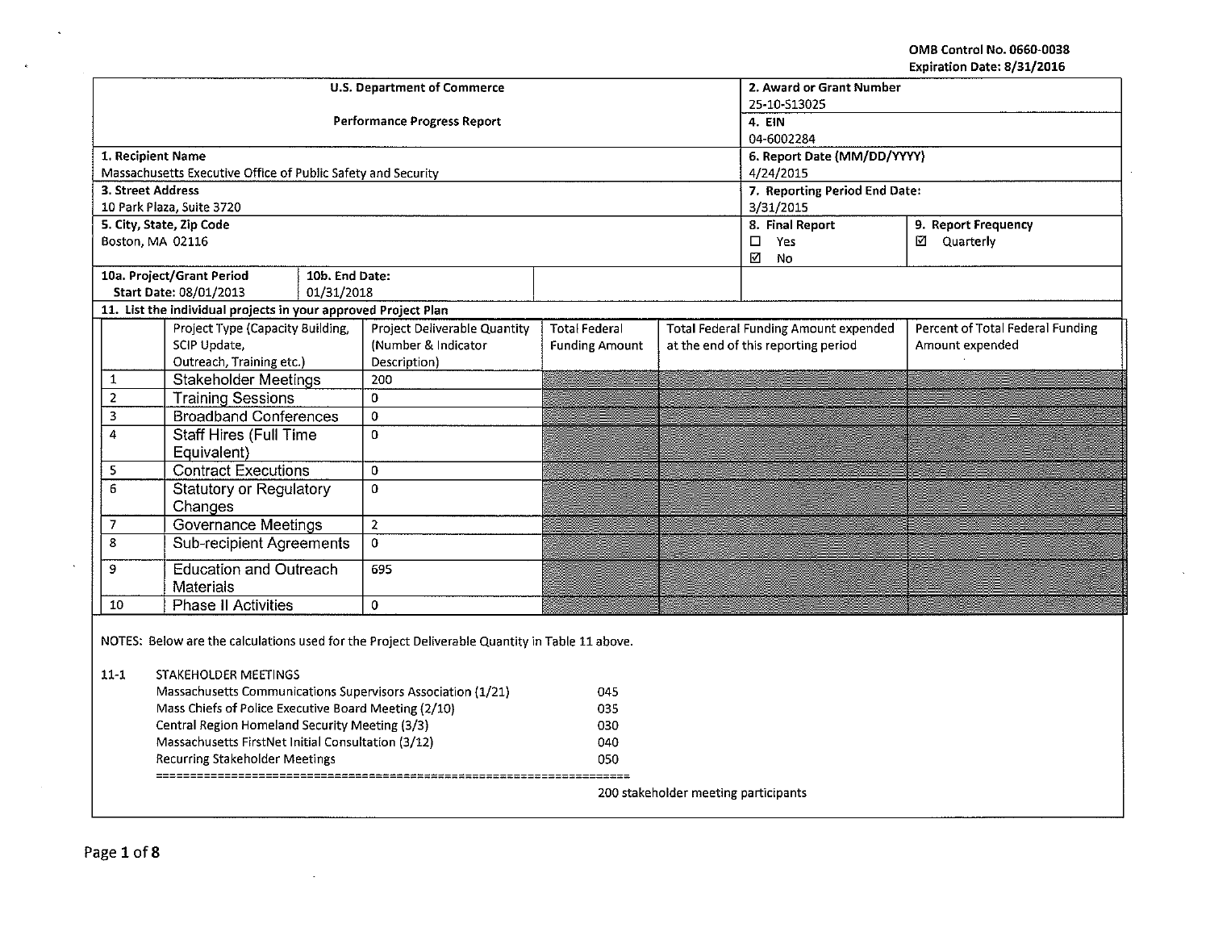OMB Control No. 0660-0038
Expiration Date: 8/31/2016

| U.S. Department of Commerce | 2. Award or Grant Number |
|---|---|
| | 25-10-S13025 |
| Performance Progress Report | 4. EIN |
| | 04-6002284 |
| 1. Recipient Name | 6. Report Date (MM/DD/YYYY) |
| Massachusetts Executive Office of Public Safety and Security | 4/24/2015 |
| 3. Street Address | 7. Reporting Period End Date: |
| 10 Park Plaza, Suite 3720 | 3/31/2015 |
| 5. City, State, Zip Code | 8. Final Report: ☐ Yes ☑ No / 9. Report Frequency: ☑ Quarterly |
| Boston, MA 02116 | |

| 10a. Project/Grant Period Start Date: 08/01/2013 | 10b. End Date: 01/31/2018 |
|---|---|

**11. List the individual projects in your approved Project Plan**

| | Project Type (Capacity Building, SCIP Update, Outreach, Training etc.) | Project Deliverable Quantity (Number & Indicator Description) | Total Federal Funding Amount | Total Federal Funding Amount expended at the end of this reporting period | Percent of Total Federal Funding Amount expended |
|---|---|---|---|---|---|
| 1 | Stakeholder Meetings | 200 | | | |
| 2 | Training Sessions | 0 | | | |
| 3 | Broadband Conferences | 0 | | | |
| 4 | Staff Hires (Full Time Equivalent) | 0 | | | |
| 5 | Contract Executions | 0 | | | |
| 6 | Statutory or Regulatory Changes | 0 | | | |
| 7 | Governance Meetings | 2 | | | |
| 8 | Sub-recipient Agreements | 0 | | | |
| 9 | Education and Outreach Materials | 695 | | | |
| 10 | Phase II Activities | 0 | | | |

NOTES: Below are the calculations used for the Project Deliverable Quantity in Table 11 above.

11-1 STAKEHOLDER MEETINGS

| Meeting | Participants |
|---|---|
| Massachusetts Communications Supervisors Association (1/21) | 045 |
| Mass Chiefs of Police Executive Board Meeting (2/10) | 035 |
| Central Region Homeland Security Meeting (3/3) | 030 |
| Massachusetts FirstNet Initial Consultation (3/12) | 040 |
| Recurring Stakeholder Meetings | 050 |
| | 200 stakeholder meeting participants |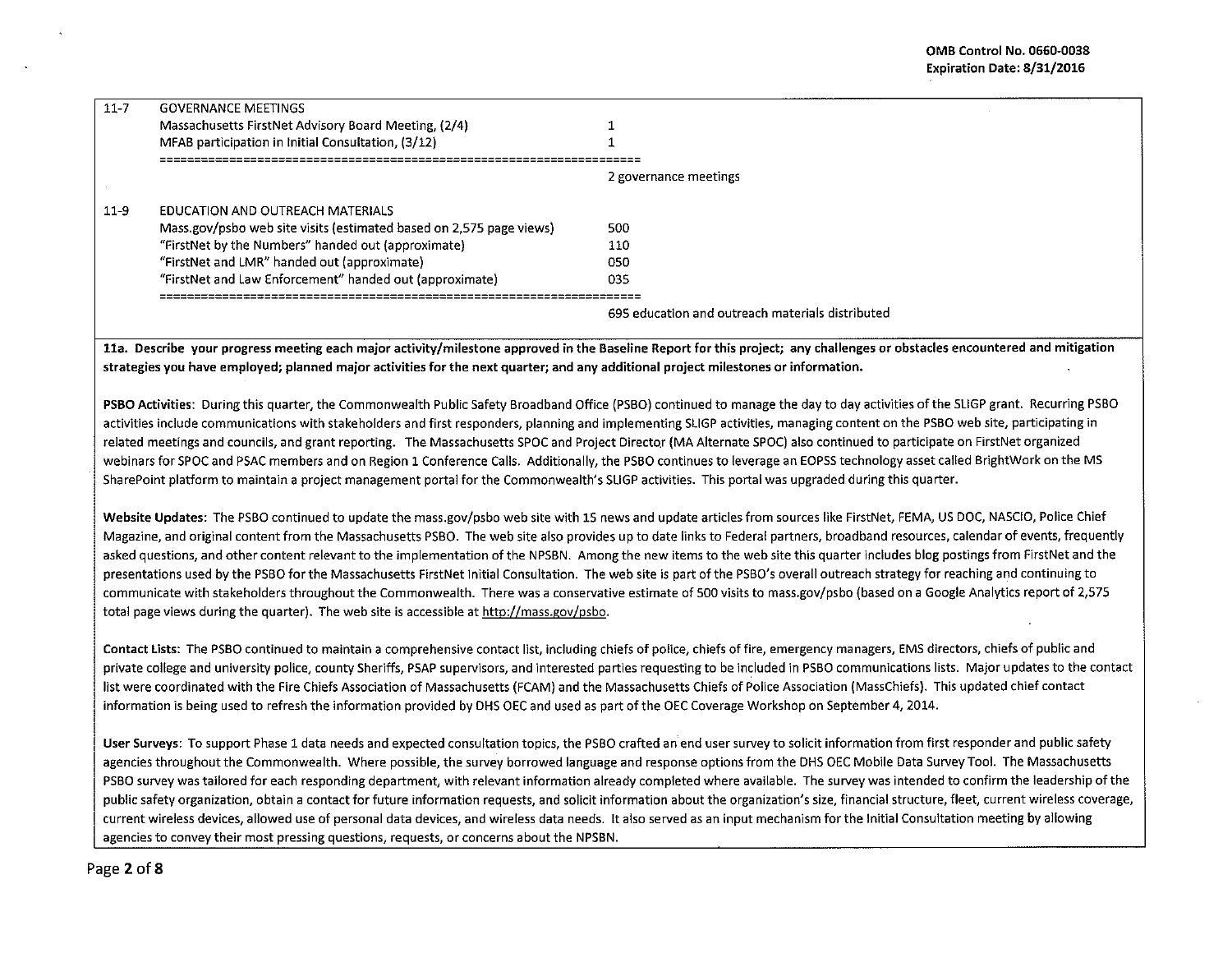| | | |
|---|---|---|
| 11-7 | GOVERNANCE MEETINGS | |
| | Massachusetts FirstNet Advisory Board Meeting, (2/4) | 1 |
| | MFAB participation in Initial Consultation, (3/12) | 1 |
| | ================================================================ | |
| | | 2 governance meetings |
| 11-9 | EDUCATION AND OUTREACH MATERIALS | |
| | Mass.gov/psbo web site visits (estimated based on 2,575 page views) | 500 |
| | "FirstNet by the Numbers" handed out (approximate) | 110 |
| | "FirstNet and LMR" handed out (approximate) | 050 |
| | "FirstNet and Law Enforcement" handed out (approximate) | 035 |
| | ================================================================ | |
| | | 695 education and outreach materials distributed |

**11a. Describe your progress meeting each major activity/milestone approved in the Baseline Report for this project; any challenges or obstacles encountered and mitigation strategies you have employed; planned major activities for the next quarter; and any additional project milestones or information.**

**PSBO Activities**: During this quarter, the Commonwealth Public Safety Broadband Office (PSBO) continued to manage the day to day activities of the SLIGP grant. Recurring PSBO activities include communications with stakeholders and first responders, planning and implementing SLIGP activities, managing content on the PSBO web site, participating in related meetings and councils, and grant reporting. The Massachusetts SPOC and Project Director (MA Alternate SPOC) also continued to participate on FirstNet organized webinars for SPOC and PSAC members and on Region 1 Conference Calls. Additionally, the PSBO continues to leverage an EOPSS technology asset called BrightWork on the MS SharePoint platform to maintain a project management portal for the Commonwealth's SLIGP activities. This portal was upgraded during this quarter.

**Website Updates**: The PSBO continued to update the mass.gov/psbo web site with 15 news and update articles from sources like FirstNet, FEMA, US DOC, NASCIO, Police Chief Magazine, and original content from the Massachusetts PSBO. The web site also provides up to date links to Federal partners, broadband resources, calendar of events, frequently asked questions, and other content relevant to the implementation of the NPSBN. Among the new items to the web site this quarter includes blog postings from FirstNet and the presentations used by the PSBO for the Massachusetts FirstNet Initial Consultation. The web site is part of the PSBO's overall outreach strategy for reaching and continuing to communicate with stakeholders throughout the Commonwealth. There was a conservative estimate of 500 visits to mass.gov/psbo (based on a Google Analytics report of 2,575 total page views during the quarter). The web site is accessible at http://mass.gov/psbo.

**Contact Lists**: The PSBO continued to maintain a comprehensive contact list, including chiefs of police, chiefs of fire, emergency managers, EMS directors, chiefs of public and private college and university police, county Sheriffs, PSAP supervisors, and interested parties requesting to be included in PSBO communications lists. Major updates to the contact list were coordinated with the Fire Chiefs Association of Massachusetts (FCAM) and the Massachusetts Chiefs of Police Association (MassChiefs). This updated chief contact information is being used to refresh the information provided by DHS OEC and used as part of the OEC Coverage Workshop on September 4, 2014.

**User Surveys**: To support Phase 1 data needs and expected consultation topics, the PSBO crafted an end user survey to solicit information from first responder and public safety agencies throughout the Commonwealth. Where possible, the survey borrowed language and response options from the DHS OEC Mobile Data Survey Tool. The Massachusetts PSBO survey was tailored for each responding department, with relevant information already completed where available. The survey was intended to confirm the leadership of the public safety organization, obtain a contact for future information requests, and solicit information about the organization's size, financial structure, fleet, current wireless coverage, current wireless devices, allowed use of personal data devices, and wireless data needs. It also served as an input mechanism for the Initial Consultation meeting by allowing agencies to convey their most pressing questions, requests, or concerns about the NPSBN.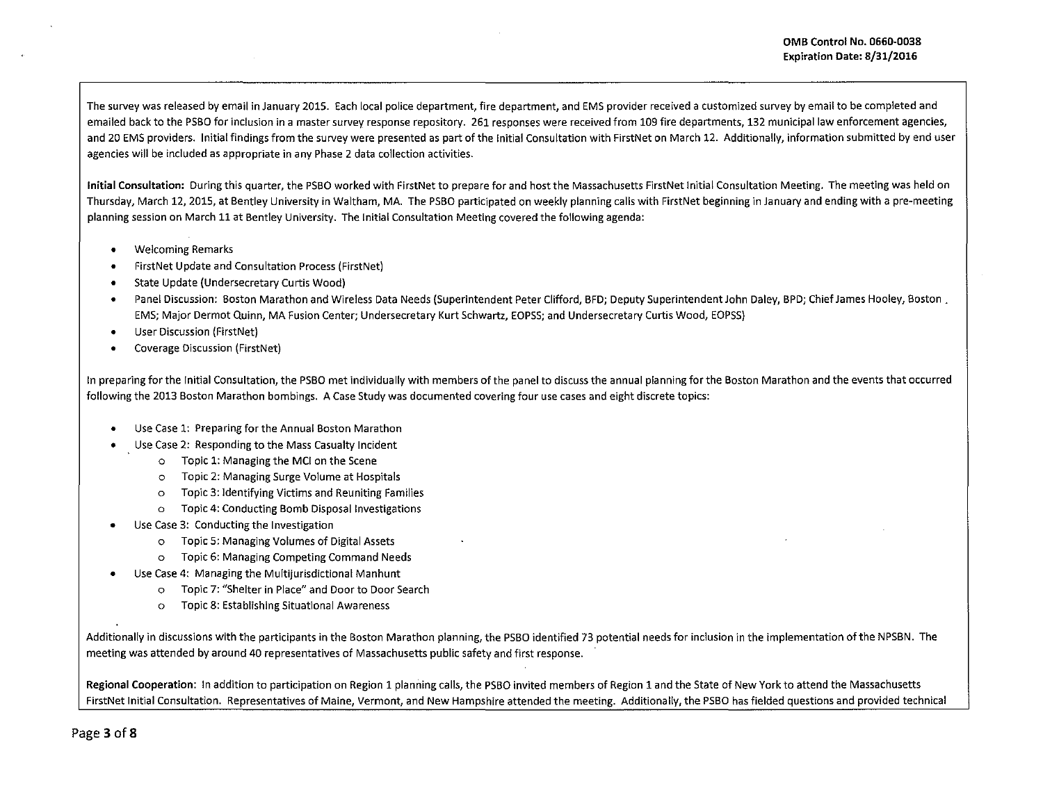The survey was released by email in January 2015. Each local police department, fire department, and EMS provider received a customized survey by email to be completed and emailed back to the PSBO for inclusion in a master survey response repository. 261 responses were received from 109 fire departments, 132 municipal law enforcement agencies, and 20 EMS providers. Initial findings from the survey were presented as part of the Initial Consultation with FirstNet on March 12. Additionally, information submitted by end user agencies will be included as appropriate in any Phase 2 data collection activities.

**Initial Consultation:** During this quarter, the PSBO worked with FirstNet to prepare for and host the Massachusetts FirstNet Initial Consultation Meeting. The meeting was held on Thursday, March 12, 2015, at Bentley University in Waltham, MA. The PSBO participated on weekly planning calls with FirstNet beginning in January and ending with a pre-meeting planning session on March 11 at Bentley University. The Initial Consultation Meeting covered the following agenda:

- Welcoming Remarks
- FirstNet Update and Consultation Process (FirstNet)
- State Update (Undersecretary Curtis Wood)
- Panel Discussion: Boston Marathon and Wireless Data Needs (Superintendent Peter Clifford, BFD; Deputy Superintendent John Daley, BPD; Chief James Hooley, Boston EMS; Major Dermot Quinn, MA Fusion Center; Undersecretary Kurt Schwartz, EOPSS; and Undersecretary Curtis Wood, EOPSS)
- User Discussion (FirstNet)
- Coverage Discussion (FirstNet)

In preparing for the Initial Consultation, the PSBO met individually with members of the panel to discuss the annual planning for the Boston Marathon and the events that occurred following the 2013 Boston Marathon bombings. A Case Study was documented covering four use cases and eight discrete topics:

- Use Case 1: Preparing for the Annual Boston Marathon
- Use Case 2: Responding to the Mass Casualty Incident
  - Topic 1: Managing the MCI on the Scene
  - Topic 2: Managing Surge Volume at Hospitals
  - Topic 3: Identifying Victims and Reuniting Families
  - Topic 4: Conducting Bomb Disposal Investigations
- Use Case 3: Conducting the Investigation
  - Topic 5: Managing Volumes of Digital Assets
  - Topic 6: Managing Competing Command Needs
- Use Case 4: Managing the Multijurisdictional Manhunt
  - Topic 7: "Shelter in Place" and Door to Door Search
  - Topic 8: Establishing Situational Awareness

Additionally in discussions with the participants in the Boston Marathon planning, the PSBO identified 73 potential needs for inclusion in the implementation of the NPSBN. The meeting was attended by around 40 representatives of Massachusetts public safety and first response.

**Regional Cooperation:** In addition to participation on Region 1 planning calls, the PSBO invited members of Region 1 and the State of New York to attend the Massachusetts FirstNet Initial Consultation. Representatives of Maine, Vermont, and New Hampshire attended the meeting. Additionally, the PSBO has fielded questions and provided technical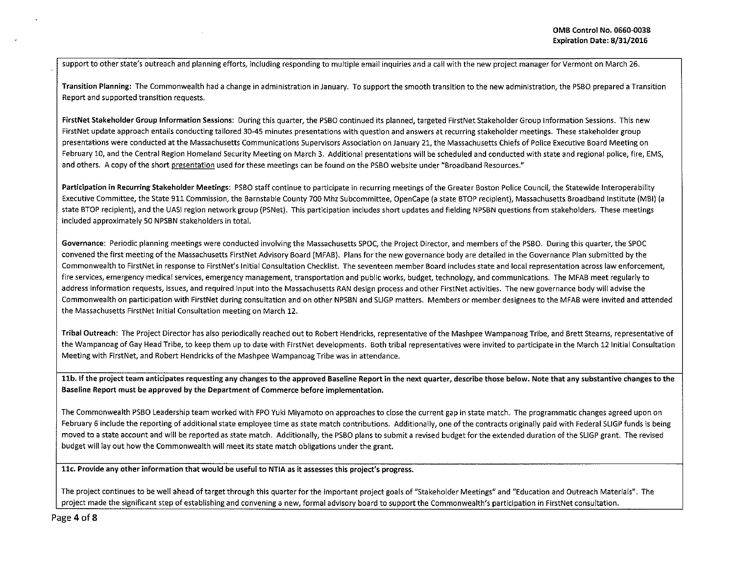support to other state's outreach and planning efforts, including responding to multiple email inquiries and a call with the new project manager for Vermont on March 26.

**Transition Planning:** The Commonwealth had a change in administration in January. To support the smooth transition to the new administration, the PSBO prepared a Transition Report and supported transition requests.

**FirstNet Stakeholder Group Information Sessions:** During this quarter, the PSBO continued its planned, targeted FirstNet Stakeholder Group Information Sessions. This new FirstNet update approach entails conducting tailored 30-45 minutes presentations with question and answers at recurring stakeholder meetings. These stakeholder group presentations were conducted at the Massachusetts Communications Supervisors Association on January 21, the Massachusetts Chiefs of Police Executive Board Meeting on February 10, and the Central Region Homeland Security Meeting on March 3. Additional presentations will be scheduled and conducted with state and regional police, fire, EMS, and others. A copy of the short presentation used for these meetings can be found on the PSBO website under "Broadband Resources."

**Participation in Recurring Stakeholder Meetings:** PSBO staff continue to participate in recurring meetings of the Greater Boston Police Council, the Statewide Interoperability Executive Committee, the State 911 Commission, the Barnstable County 700 Mhz Subcommittee, OpenCape (a state BTOP recipient), Massachusetts Broadband Institute (MBI) (a state BTOP recipient), and the UASI region network group (PSNet). This participation includes short updates and fielding NPSBN questions from stakeholders. These meetings included approximately 50 NPSBN stakeholders in total.

**Governance:** Periodic planning meetings were conducted involving the Massachusetts SPOC, the Project Director, and members of the PSBO. During this quarter, the SPOC convened the first meeting of the Massachusetts FirstNet Advisory Board (MFAB). Plans for the new governance body are detailed in the Governance Plan submitted by the Commonwealth to FirstNet in response to FirstNet's Initial Consultation Checklist. The seventeen member Board includes state and local representation across law enforcement, fire services, emergency medical services, emergency management, transportation and public works, budget, technology, and communications. The MFAB meet regularly to address information requests, issues, and required input into the Massachusetts RAN design process and other FirstNet activities. The new governance body will advise the Commonwealth on participation with FirstNet during consultation and on other NPSBN and SLIGP matters. Members or member designees to the MFAB were invited and attended the Massachusetts FirstNet Initial Consultation meeting on March 12.

**Tribal Outreach:** The Project Director has also periodically reached out to Robert Hendricks, representative of the Mashpee Wampanoag Tribe, and Brett Stearns, representative of the Wampanoag of Gay Head Tribe, to keep them up to date with FirstNet developments. Both tribal representatives were invited to participate in the March 12 Initial Consultation Meeting with FirstNet, and Robert Hendricks of the Mashpee Wampanoag Tribe was in attendance.

**11b. If the project team anticipates requesting any changes to the approved Baseline Report in the next quarter, describe those below. Note that any substantive changes to the Baseline Report must be approved by the Department of Commerce before implementation.**

The Commonwealth PSBO Leadership team worked with FPO Yuki Miyamoto on approaches to close the current gap in state match. The programmatic changes agreed upon on February 6 include the reporting of additional state employee time as state match contributions. Additionally, one of the contracts originally paid with Federal SLIGP funds is being moved to a state account and will be reported as state match. Additionally, the PSBO plans to submit a revised budget for the extended duration of the SLIGP grant. The revised budget will lay out how the Commonwealth will meet its state match obligations under the grant.

**11c. Provide any other information that would be useful to NTIA as it assesses this project's progress.**

The project continues to be well ahead of target through this quarter for the important project goals of "Stakeholder Meetings" and "Education and Outreach Materials". The project made the significant step of establishing and convening a new, formal advisory board to support the Commonwealth's participation in FirstNet consultation.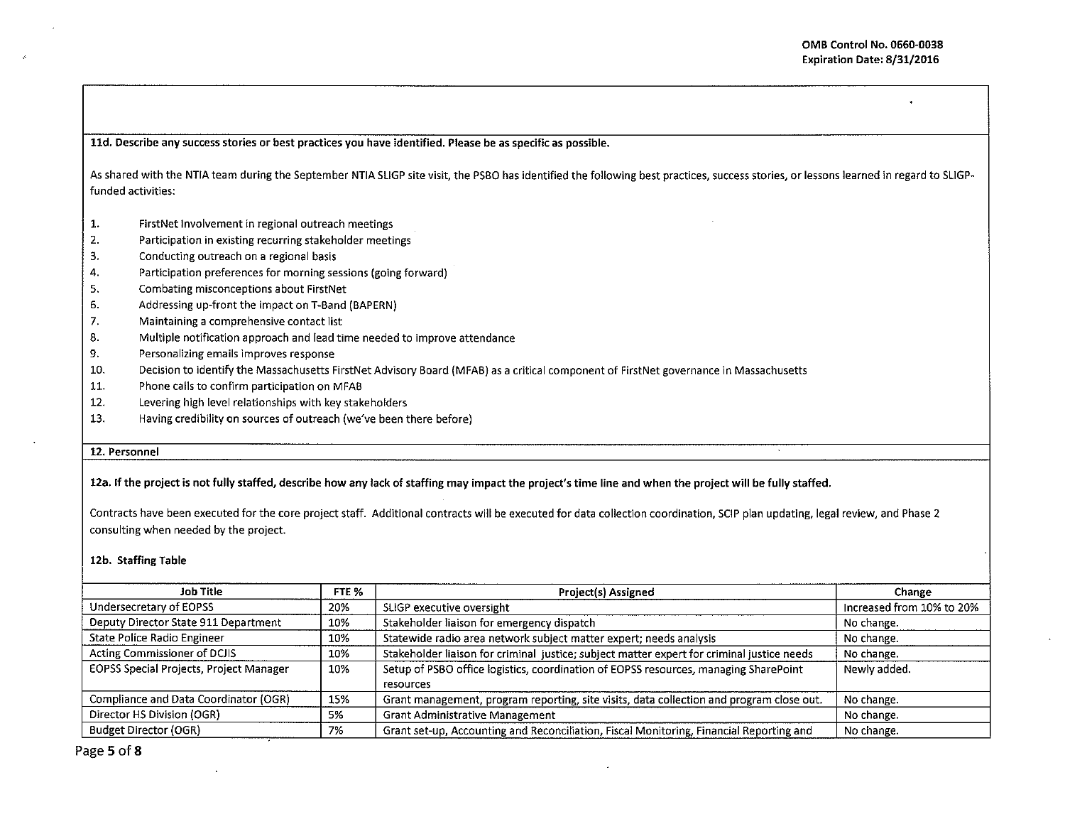**11d. Describe any success stories or best practices you have identified. Please be as specific as possible.**

As shared with the NTIA team during the September NTIA SLIGP site visit, the PSBO has identified the following best practices, success stories, or lessons learned in regard to SLIGP-funded activities:

1. FirstNet Involvement in regional outreach meetings
2. Participation in existing recurring stakeholder meetings
3. Conducting outreach on a regional basis
4. Participation preferences for morning sessions (going forward)
5. Combating misconceptions about FirstNet
6. Addressing up-front the impact on T-Band (BAPERN)
7. Maintaining a comprehensive contact list
8. Multiple notification approach and lead time needed to improve attendance
9. Personalizing emails improves response
10. Decision to identify the Massachusetts FirstNet Advisory Board (MFAB) as a critical component of FirstNet governance in Massachusetts
11. Phone calls to confirm participation on MFAB
12. Levering high level relationships with key stakeholders
13. Having credibility on sources of outreach (we've been there before)

**12. Personnel**

**12a. If the project is not fully staffed, describe how any lack of staffing may impact the project's time line and when the project will be fully staffed.**

Contracts have been executed for the core project staff. Additional contracts will be executed for data collection coordination, SCIP plan updating, legal review, and Phase 2 consulting when needed by the project.

**12b. Staffing Table**

| Job Title | FTE % | Project(s) Assigned | Change |
|---|---|---|---|
| Undersecretary of EOPSS | 20% | SLIGP executive oversight | Increased from 10% to 20% |
| Deputy Director State 911 Department | 10% | Stakeholder liaison for emergency dispatch | No change. |
| State Police Radio Engineer | 10% | Statewide radio area network subject matter expert; needs analysis | No change. |
| Acting Commissioner of DCJIS | 10% | Stakeholder liaison for criminal justice; subject matter expert for criminal justice needs | No change. |
| EOPSS Special Projects, Project Manager | 10% | Setup of PSBO office logistics, coordination of EOPSS resources, managing SharePoint resources | Newly added. |
| Compliance and Data Coordinator (OGR) | 15% | Grant management, program reporting, site visits, data collection and program close out. | No change. |
| Director HS Division (OGR) | 5% | Grant Administrative Management | No change. |
| Budget Director (OGR) | 7% | Grant set-up, Accounting and Reconciliation, Fiscal Monitoring, Financial Reporting and | No change. |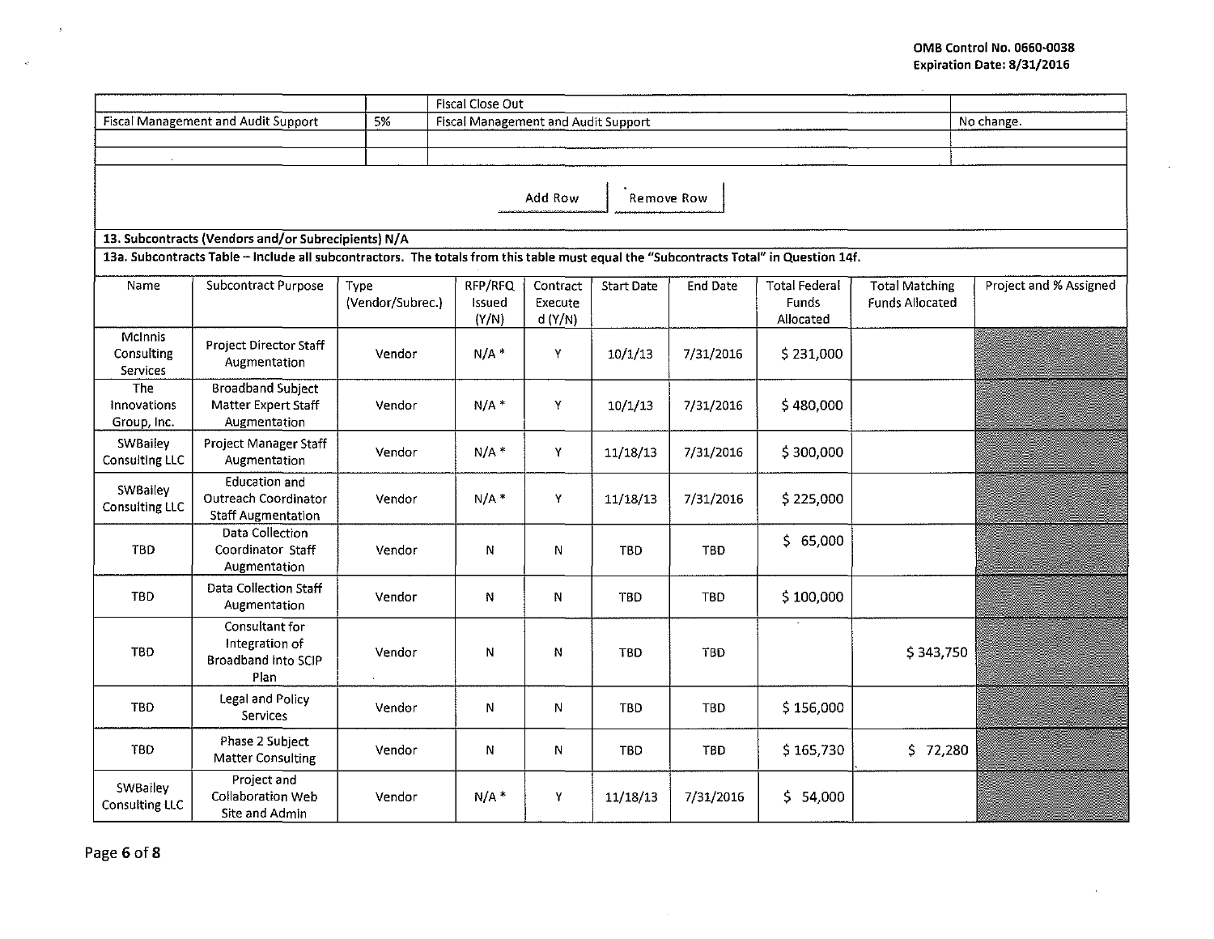| | | Fiscal Close Out | |
|---|---|---|---|
| Fiscal Management and Audit Support | 5% | Fiscal Management and Audit Support | No change. |
| | | | |
| | | | |

Add Row | Remove Row

**13. Subcontracts (Vendors and/or Subrecipients) N/A**

**13a. Subcontracts Table – Include all subcontractors. The totals from this table must equal the "Subcontracts Total" in Question 14f.**

| Name | Subcontract Purpose | Type (Vendor/Subrec.) | RFP/RFQ Issued (Y/N) | Contract Executed (Y/N) | Start Date | End Date | Total Federal Funds Allocated | Total Matching Funds Allocated | Project and % Assigned |
|---|---|---|---|---|---|---|---|---|---|
| McInnis Consulting Services | Project Director Staff Augmentation | Vendor | N/A * | Y | 10/1/13 | 7/31/2016 | $ 231,000 | | |
| The Innovations Group, Inc. | Broadband Subject Matter Expert Staff Augmentation | Vendor | N/A * | Y | 10/1/13 | 7/31/2016 | $ 480,000 | | |
| SWBailey Consulting LLC | Project Manager Staff Augmentation | Vendor | N/A * | Y | 11/18/13 | 7/31/2016 | $ 300,000 | | |
| SWBailey Consulting LLC | Education and Outreach Coordinator Staff Augmentation | Vendor | N/A * | Y | 11/18/13 | 7/31/2016 | $ 225,000 | | |
| TBD | Data Collection Coordinator Staff Augmentation | Vendor | N | N | TBD | TBD | $ 65,000 | | |
| TBD | Data Collection Staff Augmentation | Vendor | N | N | TBD | TBD | $ 100,000 | | |
| TBD | Consultant for Integration of Broadband into SCIP Plan | Vendor | N | N | TBD | TBD | | $ 343,750 | |
| TBD | Legal and Policy Services | Vendor | N | N | TBD | TBD | $ 156,000 | | |
| TBD | Phase 2 Subject Matter Consulting | Vendor | N | N | TBD | TBD | $ 165,730 | $ 72,280 | |
| SWBailey Consulting LLC | Project and Collaboration Web Site and Admin | Vendor | N/A * | Y | 11/18/13 | 7/31/2016 | $ 54,000 | | |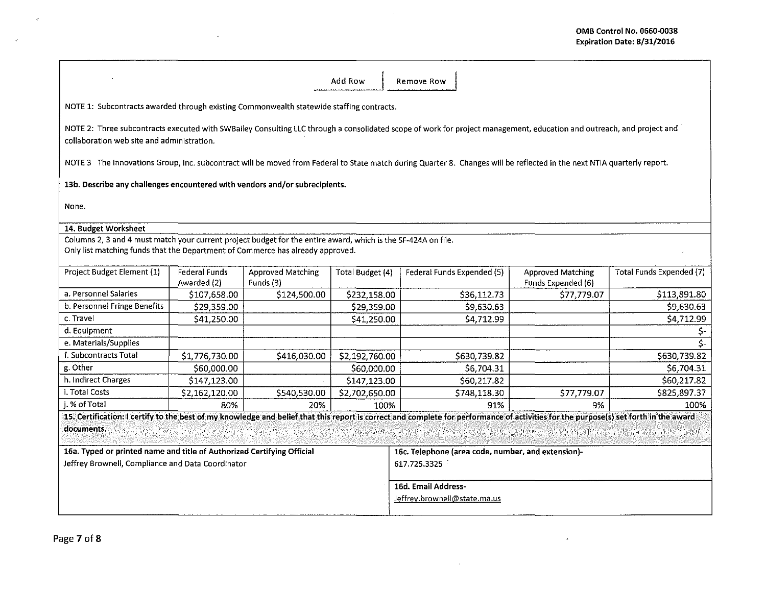Add Row | Remove Row

NOTE 1: Subcontracts awarded through existing Commonwealth statewide staffing contracts.

NOTE 2: Three subcontracts executed with SWBailey Consulting LLC through a consolidated scope of work for project management, education and outreach, and project and collaboration web site and administration.

NOTE 3 The Innovations Group, Inc. subcontract will be moved from Federal to State match during Quarter 8. Changes will be reflected in the next NTIA quarterly report.

**13b. Describe any challenges encountered with vendors and/or subrecipients.**

None.

**14. Budget Worksheet**

Columns 2, 3 and 4 must match your current project budget for the entire award, which is the SF-424A on file.
Only list matching funds that the Department of Commerce has already approved.

| Project Budget Element (1) | Federal Funds Awarded (2) | Approved Matching Funds (3) | Total Budget (4) | Federal Funds Expended (5) | Approved Matching Funds Expended (6) | Total Funds Expended (7) |
|---|---|---|---|---|---|---|
| a. Personnel Salaries | $107,658.00 | $124,500.00 | $232,158.00 | $36,112.73 | $77,779.07 | $113,891.80 |
| b. Personnel Fringe Benefits | $29,359.00 | | $29,359.00 | $9,630.63 | | $9,630.63 |
| c. Travel | $41,250.00 | | $41,250.00 | $4,712.99 | | $4,712.99 |
| d. Equipment | | | | | | $- |
| e. Materials/Supplies | | | | | | $- |
| f. Subcontracts Total | $1,776,730.00 | $416,030.00 | $2,192,760.00 | $630,739.82 | | $630,739.82 |
| g. Other | $60,000.00 | | $60,000.00 | $6,704.31 | | $6,704.31 |
| h. Indirect Charges | $147,123.00 | | $147,123.00 | $60,217.82 | | $60,217.82 |
| i. Total Costs | $2,162,120.00 | $540,530.00 | $2,702,650.00 | $748,118.30 | $77,779.07 | $825,897.37 |
| j. % of Total | 80% | 20% | 100% | 91% | 9% | 100% |

**15. Certification: I certify to the best of my knowledge and belief that this report is correct and complete for performance of activities for the purpose(s) set forth in the award documents.**

| 16a. Typed or printed name and title of Authorized Certifying Official | 16c. Telephone (area code, number, and extension)- |
|---|---|
| Jeffrey Brownell, Compliance and Data Coordinator | 617.725.3325 |
| | **16d. Email Address-** Jeffrey.brownell@state.ma.us |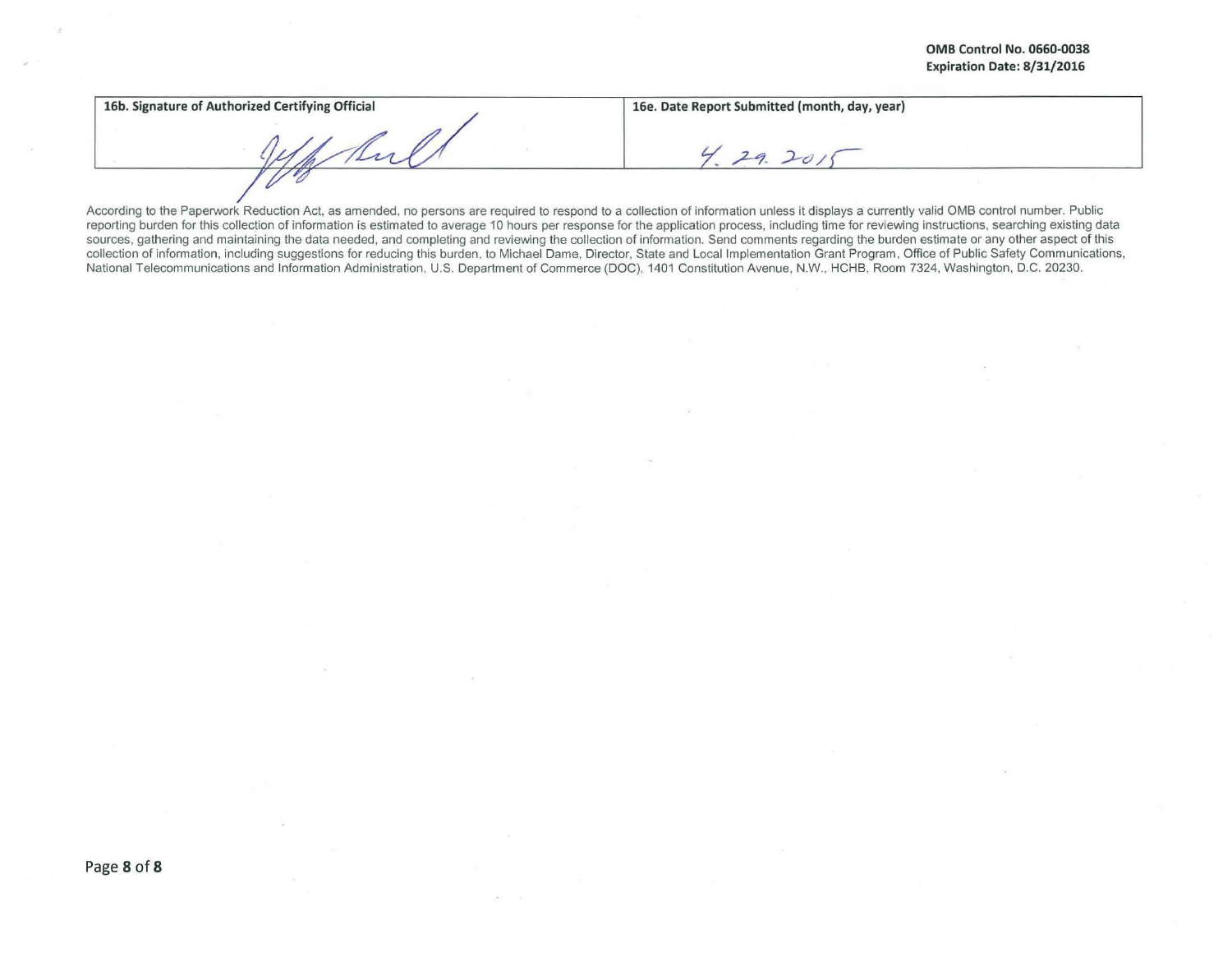OMB Control No. 0660-0038
Expiration Date: 8/31/2016

| 16b. Signature of Authorized Certifying Official | 16e. Date Report Submitted (month, day, year) |
| --- | --- |
| Jeff Bull | 4.29.2015 |

According to the Paperwork Reduction Act, as amended, no persons are required to respond to a collection of information unless it displays a currently valid OMB control number. Public reporting burden for this collection of information is estimated to average 10 hours per response for the application process, including time for reviewing instructions, searching existing data sources, gathering and maintaining the data needed, and completing and reviewing the collection of information. Send comments regarding the burden estimate or any other aspect of this collection of information, including suggestions for reducing this burden, to Michael Dame, Director, State and Local Implementation Grant Program, Office of Public Safety Communications, National Telecommunications and Information Administration, U.S. Department of Commerce (DOC), 1401 Constitution Avenue, N.W., HCHB, Room 7324, Washington, D.C. 20230.